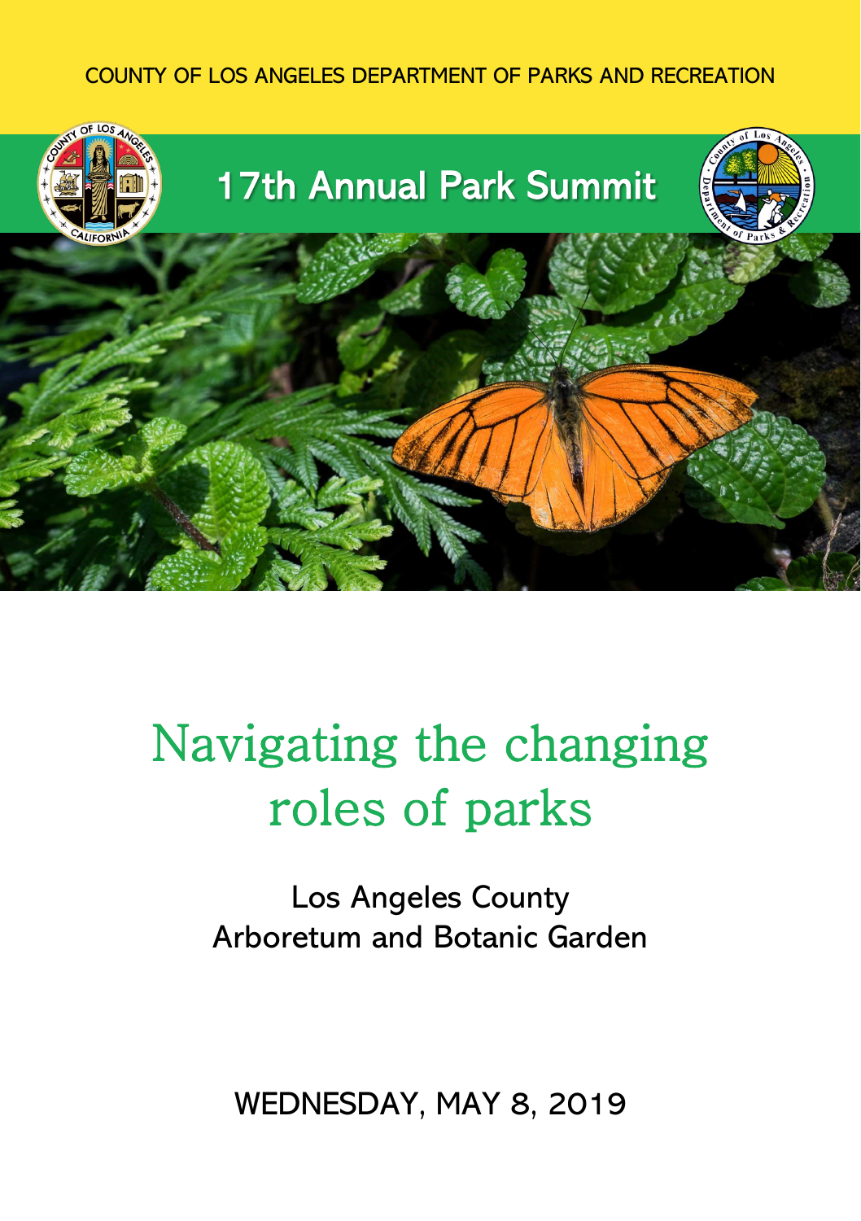COUNTY OF LOS ANGELES DEPARTMENT OF PARKS AND RECREATION

# 17th Annual Park Summit

# Navigating the changing roles of parks

## Los Angeles County Arboretum and Botanic Garden

**WEDNESDAY, MAY 8, 2019**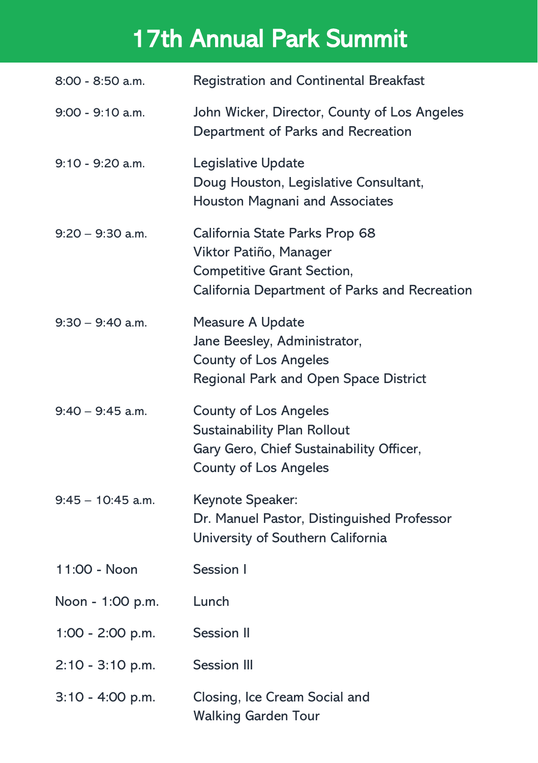# 17th Annual Park Summit

| | |
|---|---|
| 8:00 - 8:50 a.m. | Registration and Continental Breakfast |
| 9:00 - 9:10 a.m. | John Wicker, Director, County of Los Angeles Department of Parks and Recreation |
| 9:10 - 9:20 a.m. | Legislative Update<br>Doug Houston, Legislative Consultant, Houston Magnani and Associates |
| 9:20 – 9:30 a.m. | California State Parks Prop 68<br>Viktor Patiño, Manager<br>Competitive Grant Section,<br>California Department of Parks and Recreation |
| 9:30 – 9:40 a.m. | Measure A Update<br>Jane Beesley, Administrator,<br>County of Los Angeles<br>Regional Park and Open Space District |
| 9:40 – 9:45 a.m. | County of Los Angeles<br>Sustainability Plan Rollout<br>Gary Gero, Chief Sustainability Officer,<br>County of Los Angeles |
| 9:45 – 10:45 a.m. | Keynote Speaker:<br>Dr. Manuel Pastor, Distinguished Professor<br>University of Southern California |
| 11:00 - Noon | Session I |
| Noon - 1:00 p.m. | Lunch |
| 1:00 - 2:00 p.m. | Session II |
| 2:10 - 3:10 p.m. | Session III |
| 3:10 - 4:00 p.m. | Closing, Ice Cream Social and Walking Garden Tour |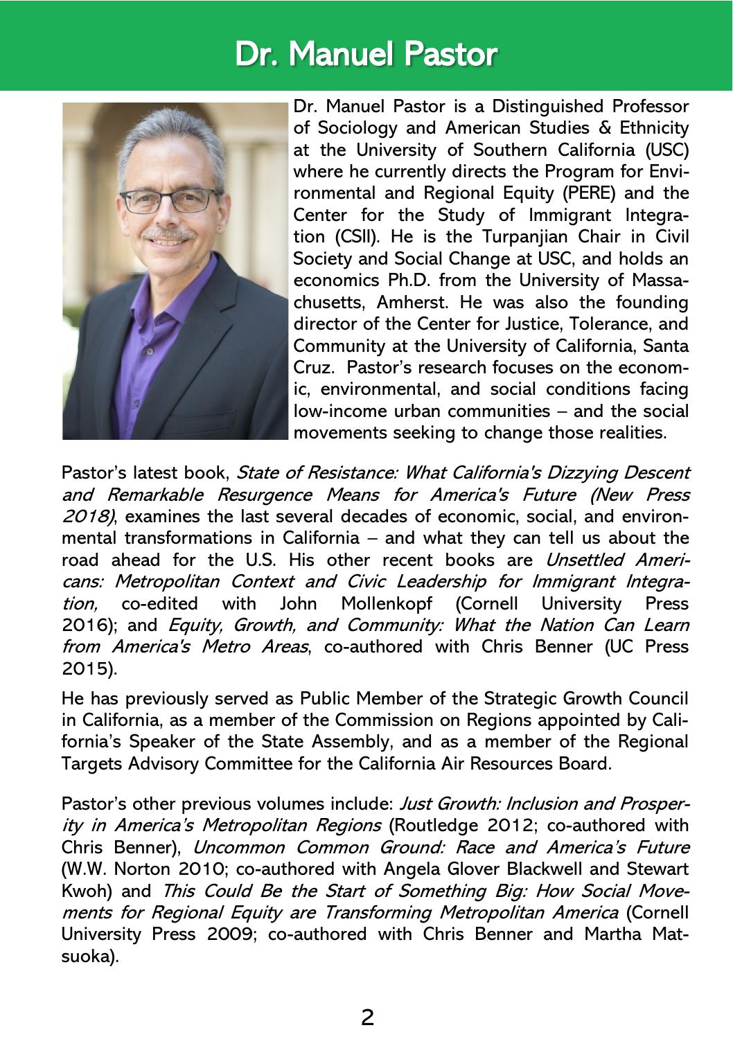# Dr. Manuel Pastor

Dr. Manuel Pastor is a Distinguished Professor of Sociology and American Studies & Ethnicity at the University of Southern California (USC) where he currently directs the Program for Environmental and Regional Equity (PERE) and the Center for the Study of Immigrant Integration (CSII). He is the Turpanjian Chair in Civil Society and Social Change at USC, and holds an economics Ph.D. from the University of Massachusetts, Amherst. He was also the founding director of the Center for Justice, Tolerance, and Community at the University of California, Santa Cruz. Pastor's research focuses on the economic, environmental, and social conditions facing low-income urban communities – and the social movements seeking to change those realities.

Pastor's latest book, *State of Resistance: What California's Dizzying Descent and Remarkable Resurgence Means for America's Future (New Press 2018)*, examines the last several decades of economic, social, and environmental transformations in California – and what they can tell us about the road ahead for the U.S. His other recent books are *Unsettled Americans: Metropolitan Context and Civic Leadership for Immigrant Integration,* co-edited with John Mollenkopf (Cornell University Press 2016); and *Equity, Growth, and Community: What the Nation Can Learn from America's Metro Areas*, co-authored with Chris Benner (UC Press 2015).

He has previously served as Public Member of the Strategic Growth Council in California, as a member of the Commission on Regions appointed by California's Speaker of the State Assembly, and as a member of the Regional Targets Advisory Committee for the California Air Resources Board.

Pastor's other previous volumes include: *Just Growth: Inclusion and Prosperity in America's Metropolitan Regions* (Routledge 2012; co-authored with Chris Benner), *Uncommon Common Ground: Race and America's Future* (W.W. Norton 2010; co-authored with Angela Glover Blackwell and Stewart Kwoh) and *This Could Be the Start of Something Big: How Social Movements for Regional Equity are Transforming Metropolitan America* (Cornell University Press 2009; co-authored with Chris Benner and Martha Matsuoka).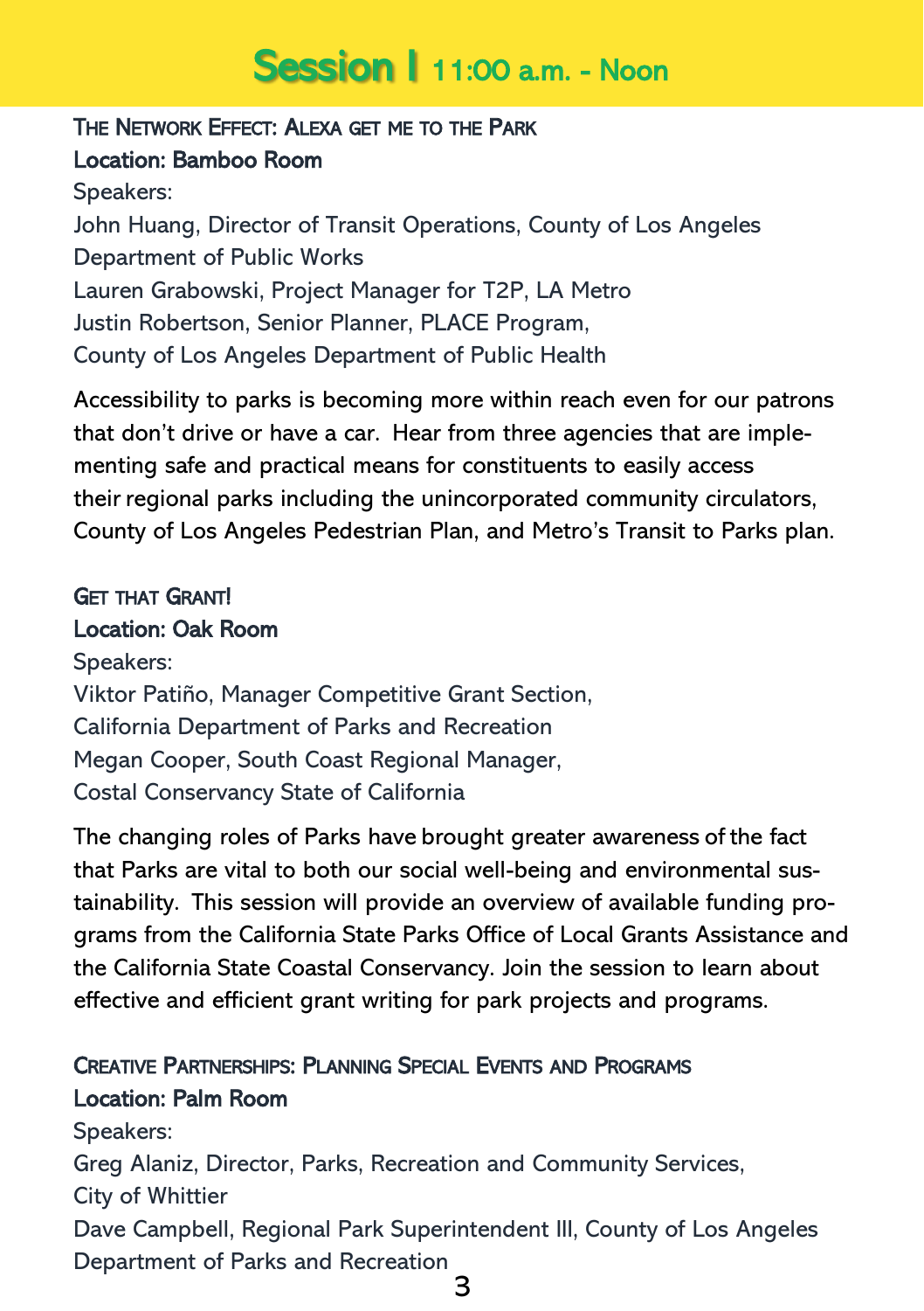# Session I 11:00 a.m. - Noon

### The Network Effect: Alexa get me to the Park

**Location: Bamboo Room**

Speakers:
John Huang, Director of Transit Operations, County of Los Angeles Department of Public Works
Lauren Grabowski, Project Manager for T2P, LA Metro
Justin Robertson, Senior Planner, PLACE Program, County of Los Angeles Department of Public Health

Accessibility to parks is becoming more within reach even for our patrons that don't drive or have a car. Hear from three agencies that are implementing safe and practical means for constituents to easily access their regional parks including the unincorporated community circulators, County of Los Angeles Pedestrian Plan, and Metro's Transit to Parks plan.

### Get that Grant!

**Location: Oak Room**

Speakers:
Viktor Patiño, Manager Competitive Grant Section, California Department of Parks and Recreation
Megan Cooper, South Coast Regional Manager, Costal Conservancy State of California

The changing roles of Parks have brought greater awareness of the fact that Parks are vital to both our social well-being and environmental sustainability. This session will provide an overview of available funding programs from the California State Parks Office of Local Grants Assistance and the California State Coastal Conservancy. Join the session to learn about effective and efficient grant writing for park projects and programs.

### Creative Partnerships: Planning Special Events and Programs

**Location: Palm Room**

Speakers:
Greg Alaniz, Director, Parks, Recreation and Community Services, City of Whittier
Dave Campbell, Regional Park Superintendent III, County of Los Angeles Department of Parks and Recreation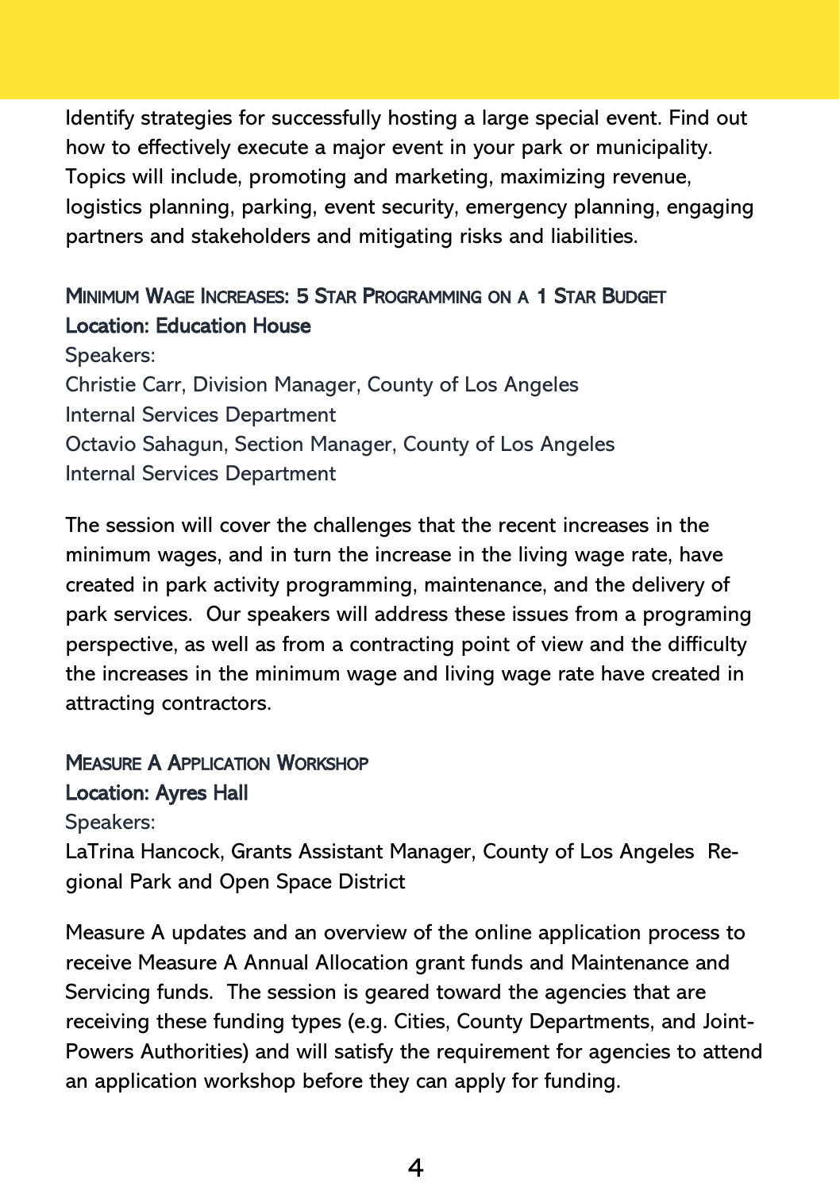Identify strategies for successfully hosting a large special event. Find out how to effectively execute a major event in your park or municipality. Topics will include, promoting and marketing, maximizing revenue, logistics planning, parking, event security, emergency planning, engaging partners and stakeholders and mitigating risks and liabilities.

### Minimum Wage Increases: 5 Star Programming on a 1 Star Budget

**Location: Education House**

Speakers:
Christie Carr, Division Manager, County of Los Angeles Internal Services Department
Octavio Sahagun, Section Manager, County of Los Angeles Internal Services Department

The session will cover the challenges that the recent increases in the minimum wages, and in turn the increase in the living wage rate, have created in park activity programming, maintenance, and the delivery of park services. Our speakers will address these issues from a programing perspective, as well as from a contracting point of view and the difficulty the increases in the minimum wage and living wage rate have created in attracting contractors.

### Measure A Application Workshop

**Location: Ayres Hall**

Speakers:
LaTrina Hancock, Grants Assistant Manager, County of Los Angeles Regional Park and Open Space District

Measure A updates and an overview of the online application process to receive Measure A Annual Allocation grant funds and Maintenance and Servicing funds. The session is geared toward the agencies that are receiving these funding types (e.g. Cities, County Departments, and Joint-Powers Authorities) and will satisfy the requirement for agencies to attend an application workshop before they can apply for funding.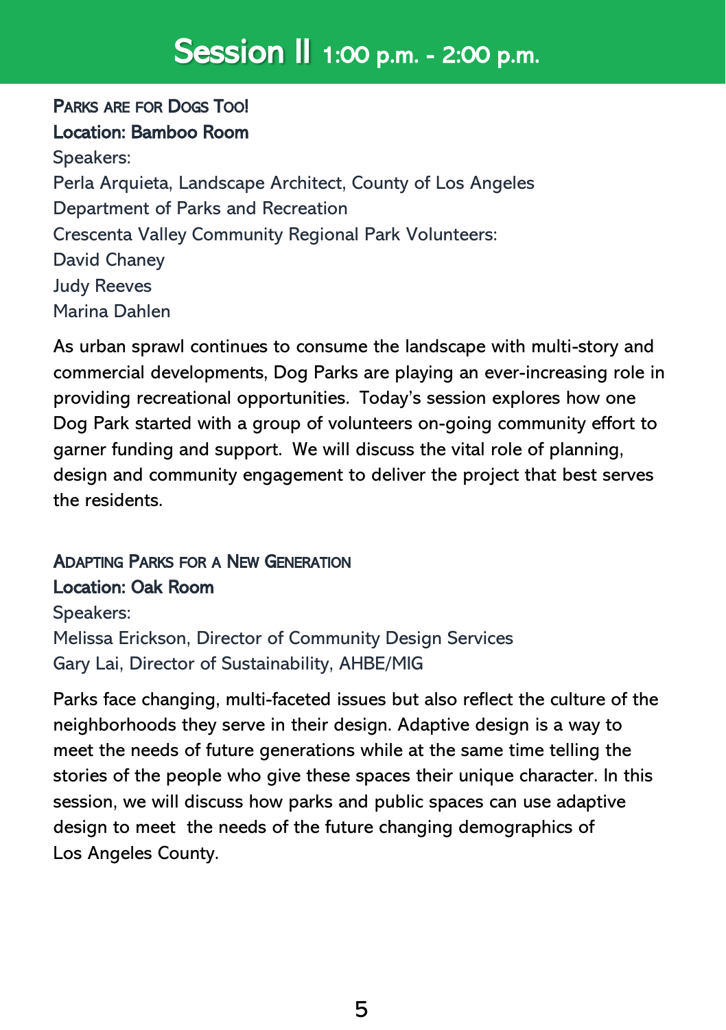# Session II 1:00 p.m. - 2:00 p.m.

## Parks are for Dogs Too!

**Location: Bamboo Room**

Speakers:
Perla Arquieta, Landscape Architect, County of Los Angeles Department of Parks and Recreation
Crescenta Valley Community Regional Park Volunteers:
David Chaney
Judy Reeves
Marina Dahlen

As urban sprawl continues to consume the landscape with multi-story and commercial developments, Dog Parks are playing an ever-increasing role in providing recreational opportunities. Today's session explores how one Dog Park started with a group of volunteers on-going community effort to garner funding and support. We will discuss the vital role of planning, design and community engagement to deliver the project that best serves the residents.

## Adapting Parks for a New Generation

**Location: Oak Room**

Speakers:
Melissa Erickson, Director of Community Design Services
Gary Lai, Director of Sustainability, AHBE/MIG

Parks face changing, multi-faceted issues but also reflect the culture of the neighborhoods they serve in their design. Adaptive design is a way to meet the needs of future generations while at the same time telling the stories of the people who give these spaces their unique character. In this session, we will discuss how parks and public spaces can use adaptive design to meet the needs of the future changing demographics of Los Angeles County.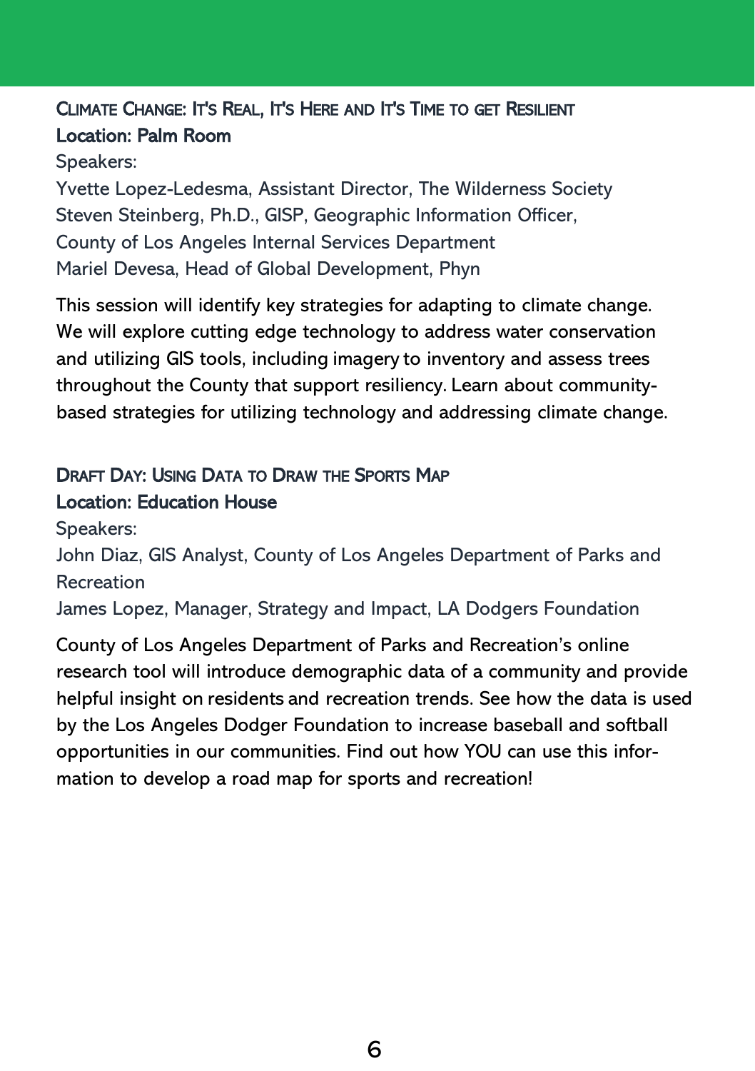## Climate Change: It's Real, It's Here and It's Time to get Resilient

**Location: Palm Room**

Speakers:

Yvette Lopez-Ledesma, Assistant Director, The Wilderness Society
Steven Steinberg, Ph.D., GISP, Geographic Information Officer, County of Los Angeles Internal Services Department
Mariel Devesa, Head of Global Development, Phyn

This session will identify key strategies for adapting to climate change. We will explore cutting edge technology to address water conservation and utilizing GIS tools, including imagery to inventory and assess trees throughout the County that support resiliency. Learn about community-based strategies for utilizing technology and addressing climate change.

## Draft Day: Using Data to Draw the Sports Map

**Location: Education House**

Speakers:

John Diaz, GIS Analyst, County of Los Angeles Department of Parks and Recreation
James Lopez, Manager, Strategy and Impact, LA Dodgers Foundation

County of Los Angeles Department of Parks and Recreation's online research tool will introduce demographic data of a community and provide helpful insight on residents and recreation trends. See how the data is used by the Los Angeles Dodger Foundation to increase baseball and softball opportunities in our communities. Find out how YOU can use this information to develop a road map for sports and recreation!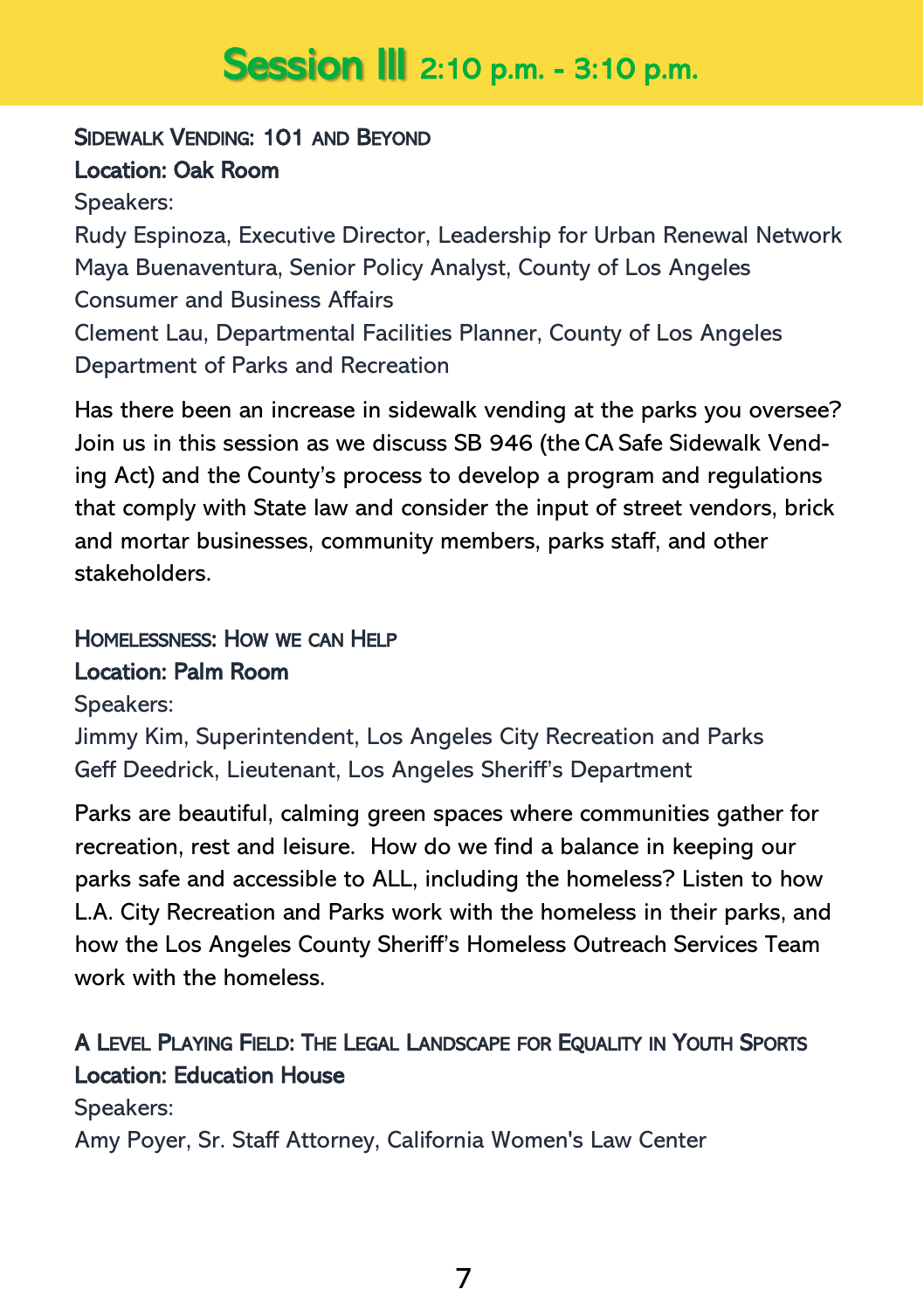# Session III 2:10 p.m. - 3:10 p.m.

### Sidewalk Vending: 101 and Beyond

**Location: Oak Room**

Speakers:

Rudy Espinoza, Executive Director, Leadership for Urban Renewal Network
Maya Buenaventura, Senior Policy Analyst, County of Los Angeles Consumer and Business Affairs
Clement Lau, Departmental Facilities Planner, County of Los Angeles Department of Parks and Recreation

Has there been an increase in sidewalk vending at the parks you oversee? Join us in this session as we discuss SB 946 (the CA Safe Sidewalk Vending Act) and the County's process to develop a program and regulations that comply with State law and consider the input of street vendors, brick and mortar businesses, community members, parks staff, and other stakeholders.

### Homelessness: How we can Help

**Location: Palm Room**

Speakers:

Jimmy Kim, Superintendent, Los Angeles City Recreation and Parks
Geff Deedrick, Lieutenant, Los Angeles Sheriff's Department

Parks are beautiful, calming green spaces where communities gather for recreation, rest and leisure. How do we find a balance in keeping our parks safe and accessible to ALL, including the homeless? Listen to how L.A. City Recreation and Parks work with the homeless in their parks, and how the Los Angeles County Sheriff's Homeless Outreach Services Team work with the homeless.

### A Level Playing Field: The Legal Landscape for Equality in Youth Sports

**Location: Education House**

Speakers:

Amy Poyer, Sr. Staff Attorney, California Women's Law Center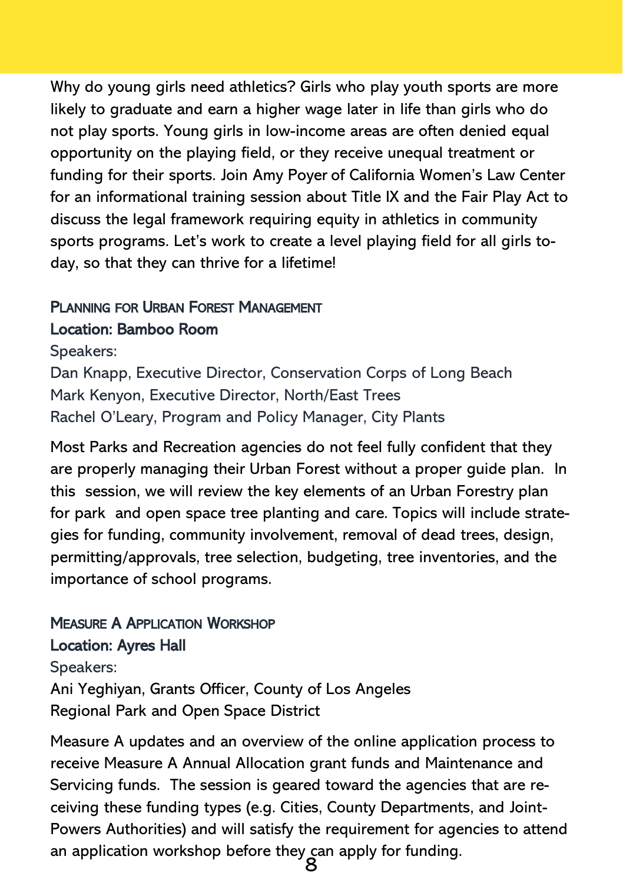Why do young girls need athletics? Girls who play youth sports are more likely to graduate and earn a higher wage later in life than girls who do not play sports. Young girls in low-income areas are often denied equal opportunity on the playing field, or they receive unequal treatment or funding for their sports. Join Amy Poyer of California Women's Law Center for an informational training session about Title IX and the Fair Play Act to discuss the legal framework requiring equity in athletics in community sports programs. Let's work to create a level playing field for all girls today, so that they can thrive for a lifetime!

### Planning for Urban Forest Management

**Location: Bamboo Room**

Speakers:

Dan Knapp, Executive Director, Conservation Corps of Long Beach
Mark Kenyon, Executive Director, North/East Trees
Rachel O'Leary, Program and Policy Manager, City Plants

Most Parks and Recreation agencies do not feel fully confident that they are properly managing their Urban Forest without a proper guide plan. In this session, we will review the key elements of an Urban Forestry plan for park and open space tree planting and care. Topics will include strategies for funding, community involvement, removal of dead trees, design, permitting/approvals, tree selection, budgeting, tree inventories, and the importance of school programs.

### Measure A Application Workshop

**Location: Ayres Hall**

Speakers:

Ani Yeghiyan, Grants Officer, County of Los Angeles
Regional Park and Open Space District

Measure A updates and an overview of the online application process to receive Measure A Annual Allocation grant funds and Maintenance and Servicing funds. The session is geared toward the agencies that are receiving these funding types (e.g. Cities, County Departments, and Joint-Powers Authorities) and will satisfy the requirement for agencies to attend an application workshop before they can apply for funding.